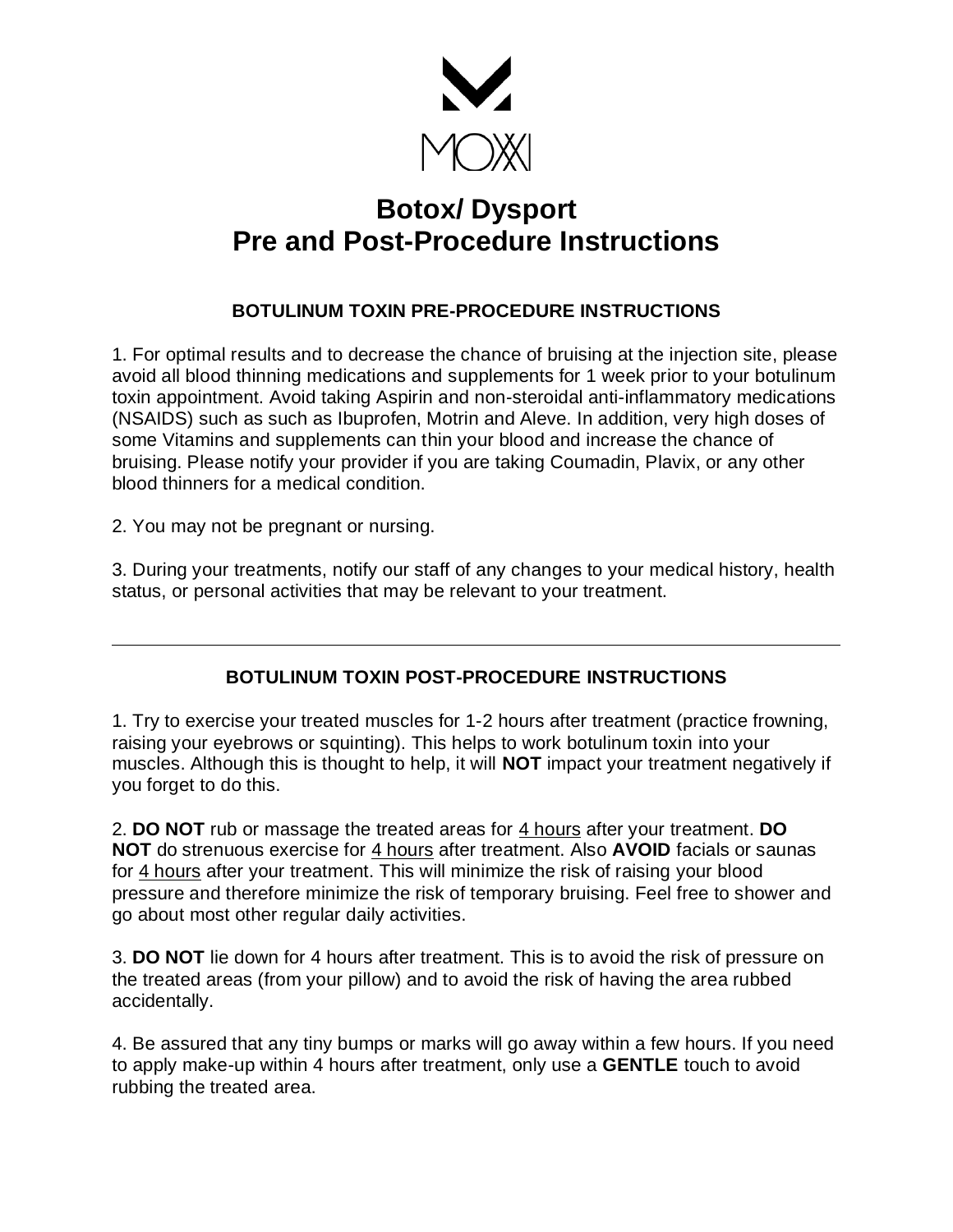MOXXI

# Botox/ Dysport
# Pre and Post-Procedure Instructions

## BOTULINUM TOXIN PRE-PROCEDURE INSTRUCTIONS

1. For optimal results and to decrease the chance of bruising at the injection site, please avoid all blood thinning medications and supplements for 1 week prior to your botulinum toxin appointment. Avoid taking Aspirin and non-steroidal anti-inflammatory medications (NSAIDS) such as such as Ibuprofen, Motrin and Aleve. In addition, very high doses of some Vitamins and supplements can thin your blood and increase the chance of bruising. Please notify your provider if you are taking Coumadin, Plavix, or any other blood thinners for a medical condition.

2. You may not be pregnant or nursing.

3. During your treatments, notify our staff of any changes to your medical history, health status, or personal activities that may be relevant to your treatment.

---

## BOTULINUM TOXIN POST-PROCEDURE INSTRUCTIONS

1. Try to exercise your treated muscles for 1-2 hours after treatment (practice frowning, raising your eyebrows or squinting). This helps to work botulinum toxin into your muscles. Although this is thought to help, it will **NOT** impact your treatment negatively if you forget to do this.

2. **DO NOT** rub or massage the treated areas for <u>4 hours</u> after your treatment. **DO NOT** do strenuous exercise for <u>4 hours</u> after treatment. Also **AVOID** facials or saunas for <u>4 hours</u> after your treatment. This will minimize the risk of raising your blood pressure and therefore minimize the risk of temporary bruising. Feel free to shower and go about most other regular daily activities.

3. **DO NOT** lie down for 4 hours after treatment. This is to avoid the risk of pressure on the treated areas (from your pillow) and to avoid the risk of having the area rubbed accidentally.

4. Be assured that any tiny bumps or marks will go away within a few hours. If you need to apply make-up within 4 hours after treatment, only use a **GENTLE** touch to avoid rubbing the treated area.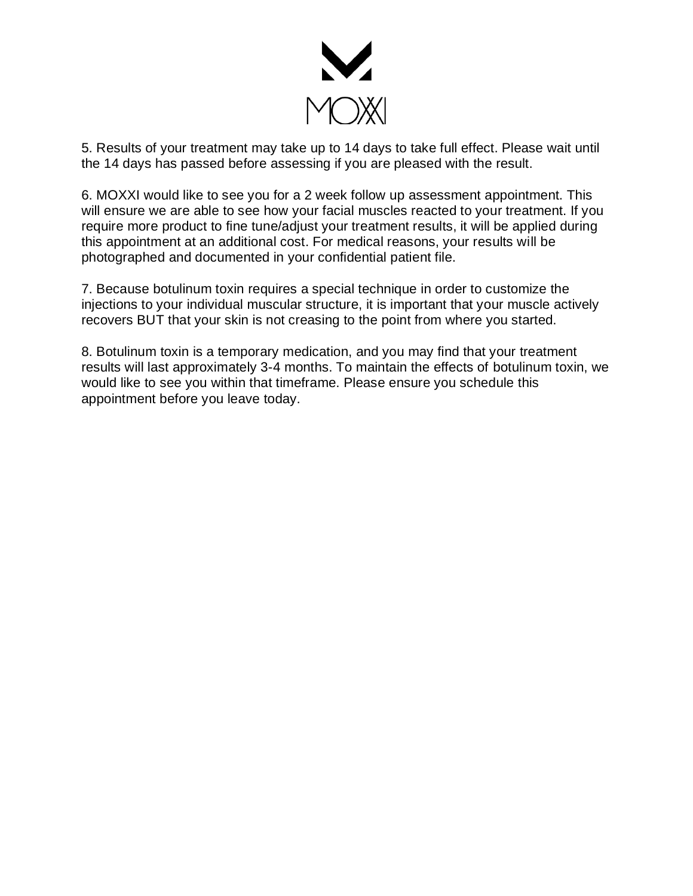5. Results of your treatment may take up to 14 days to take full effect. Please wait until the 14 days has passed before assessing if you are pleased with the result.

6. MOXXI would like to see you for a 2 week follow up assessment appointment. This will ensure we are able to see how your facial muscles reacted to your treatment. If you require more product to fine tune/adjust your treatment results, it will be applied during this appointment at an additional cost. For medical reasons, your results will be photographed and documented in your confidential patient file.

7. Because botulinum toxin requires a special technique in order to customize the injections to your individual muscular structure, it is important that your muscle actively recovers BUT that your skin is not creasing to the point from where you started.

8. Botulinum toxin is a temporary medication, and you may find that your treatment results will last approximately 3-4 months. To maintain the effects of botulinum toxin, we would like to see you within that timeframe. Please ensure you schedule this appointment before you leave today.